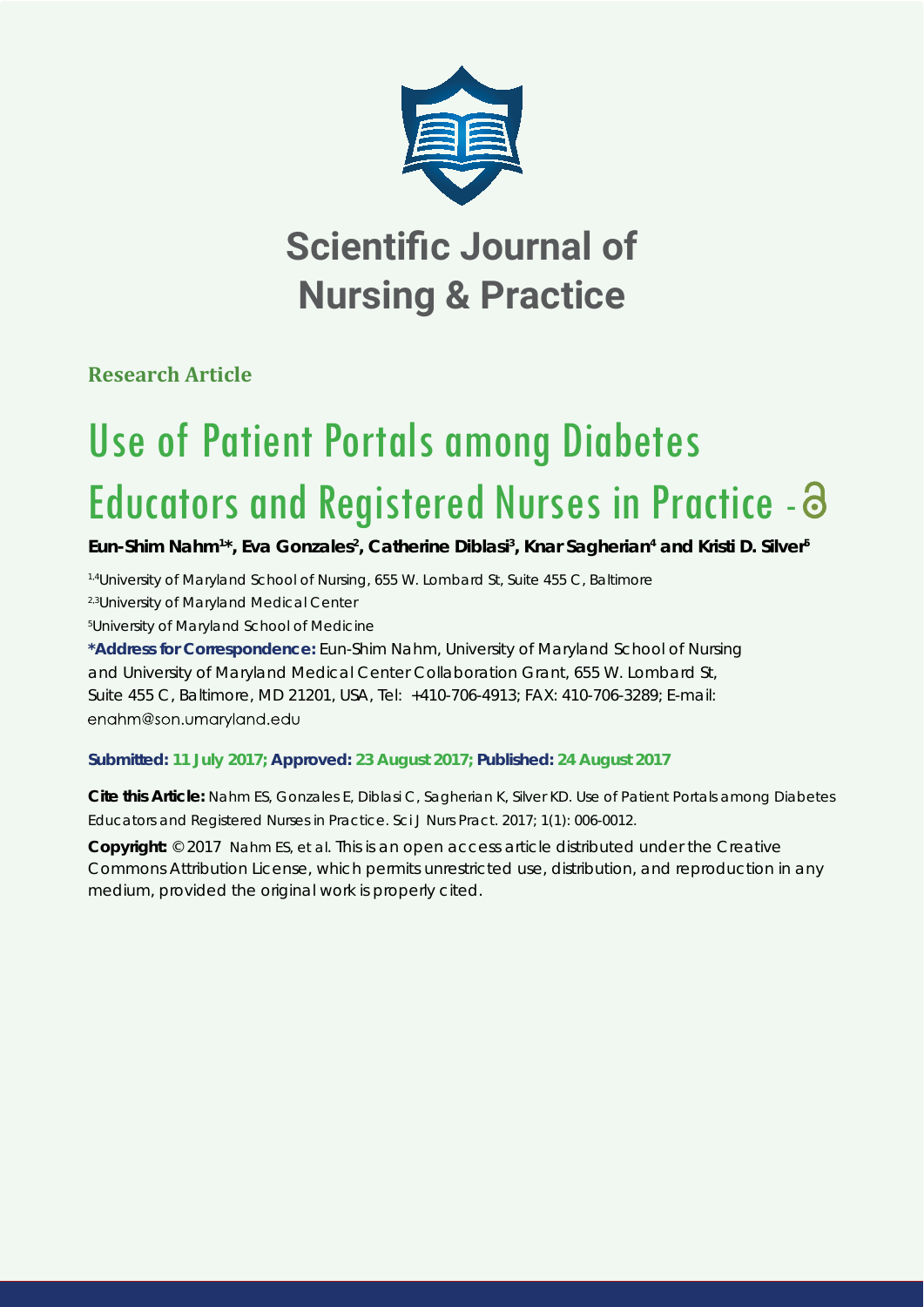# Scientific Journal of Nursing & Practice

**Research Article**

# Use of Patient Portals among Diabetes Educators and Registered Nurses in Practice

**Eun-Shim Nahm[1]*, Eva Gonzales[2], Catherine Diblasi[3], Knar Sagherian[4] and Kristi D. Silver[5]**

[1,4]University of Maryland School of Nursing, 655 W. Lombard St, Suite 455 C, Baltimore

[2,3]University of Maryland Medical Center

[5]University of Maryland School of Medicine

**\*Address for Correspondence:** Eun-Shim Nahm, University of Maryland School of Nursing and University of Maryland Medical Center Collaboration Grant, 655 W. Lombard St, Suite 455 C, Baltimore, MD 21201, USA, Tel: +410-706-4913; FAX: 410-706-3289; E-mail: enahm@son.umaryland.edu

**Submitted: 11 July 2017; Approved: 23 August 2017; Published: 24 August 2017**

**Cite this Article:** Nahm ES, Gonzales E, Diblasi C, Sagherian K, Silver KD. Use of Patient Portals among Diabetes Educators and Registered Nurses in Practice. Sci J Nurs Pract. 2017; 1(1): 006-0012.

**Copyright:** © 2017 Nahm ES, et al. This is an open access article distributed under the Creative Commons Attribution License, which permits unrestricted use, distribution, and reproduction in any medium, provided the original work is properly cited.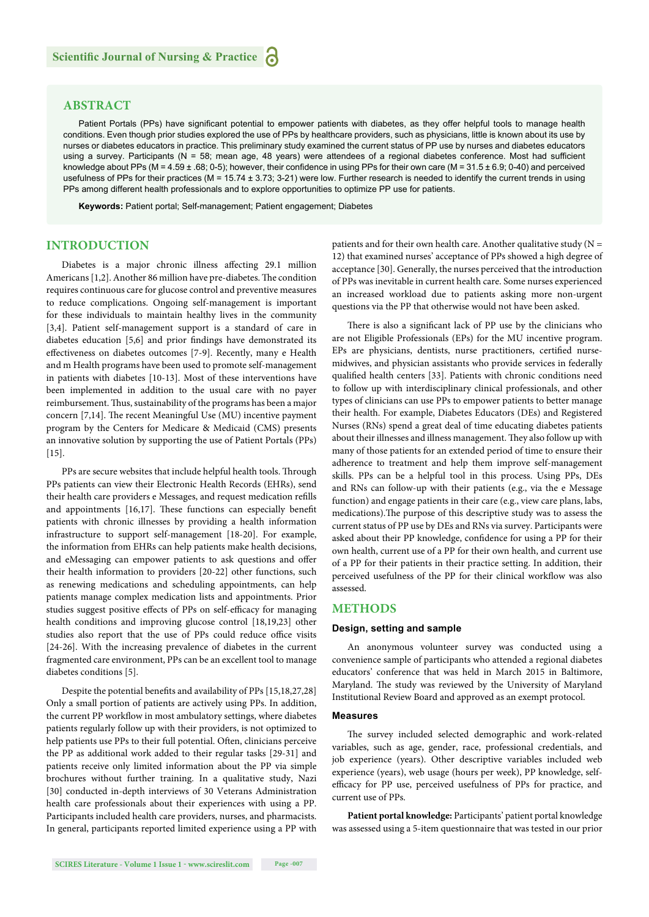## ABSTRACT

Patient Portals (PPs) have significant potential to empower patients with diabetes, as they offer helpful tools to manage health conditions. Even though prior studies explored the use of PPs by healthcare providers, such as physicians, little is known about its use by nurses or diabetes educators in practice. This preliminary study examined the current status of PP use by nurses and diabetes educators using a survey. Participants (N = 58; mean age, 48 years) were attendees of a regional diabetes conference. Most had sufficient knowledge about PPs (M = 4.59 ± .68; 0-5); however, their confidence in using PPs for their own care (M = 31.5 ± 6.9; 0-40) and perceived usefulness of PPs for their practices (M = 15.74 ± 3.73; 3-21) were low. Further research is needed to identify the current trends in using PPs among different health professionals and to explore opportunities to optimize PP use for patients.

**Keywords:** Patient portal; Self-management; Patient engagement; Diabetes

## INTRODUCTION

Diabetes is a major chronic illness affecting 29.1 million Americans [1,2]. Another 86 million have pre-diabetes. The condition requires continuous care for glucose control and preventive measures to reduce complications. Ongoing self-management is important for these individuals to maintain healthy lives in the community [3,4]. Patient self-management support is a standard of care in diabetes education [5,6] and prior findings have demonstrated its effectiveness on diabetes outcomes [7-9]. Recently, many e Health and m Health programs have been used to promote self-management in patients with diabetes [10-13]. Most of these interventions have been implemented in addition to the usual care with no payer reimbursement. Thus, sustainability of the programs has been a major concern [7,14]. The recent Meaningful Use (MU) incentive payment program by the Centers for Medicare & Medicaid (CMS) presents an innovative solution by supporting the use of Patient Portals (PPs) [15].

PPs are secure websites that include helpful health tools. Through PPs patients can view their Electronic Health Records (EHRs), send their health care providers e Messages, and request medication refills and appointments [16,17]. These functions can especially benefit patients with chronic illnesses by providing a health information infrastructure to support self-management [18-20]. For example, the information from EHRs can help patients make health decisions, and eMessaging can empower patients to ask questions and offer their health information to providers [20-22] other functions, such as renewing medications and scheduling appointments, can help patients manage complex medication lists and appointments. Prior studies suggest positive effects of PPs on self-efficacy for managing health conditions and improving glucose control [18,19,23] other studies also report that the use of PPs could reduce office visits [24-26]. With the increasing prevalence of diabetes in the current fragmented care environment, PPs can be an excellent tool to manage diabetes conditions [5].

Despite the potential benefits and availability of PPs [15,18,27,28] Only a small portion of patients are actively using PPs. In addition, the current PP workflow in most ambulatory settings, where diabetes patients regularly follow up with their providers, is not optimized to help patients use PPs to their full potential. Often, clinicians perceive the PP as additional work added to their regular tasks [29-31] and patients receive only limited information about the PP via simple brochures without further training. In a qualitative study, Nazi [30] conducted in-depth interviews of 30 Veterans Administration health care professionals about their experiences with using a PP. Participants included health care providers, nurses, and pharmacists. In general, participants reported limited experience using a PP with patients and for their own health care. Another qualitative study (N = 12) that examined nurses' acceptance of PPs showed a high degree of acceptance [30]. Generally, the nurses perceived that the introduction of PPs was inevitable in current health care. Some nurses experienced an increased workload due to patients asking more non-urgent questions via the PP that otherwise would not have been asked.

There is also a significant lack of PP use by the clinicians who are not Eligible Professionals (EPs) for the MU incentive program. EPs are physicians, dentists, nurse practitioners, certified nurse-midwives, and physician assistants who provide services in federally qualified health centers [33]. Patients with chronic conditions need to follow up with interdisciplinary clinical professionals, and other types of clinicians can use PPs to empower patients to better manage their health. For example, Diabetes Educators (DEs) and Registered Nurses (RNs) spend a great deal of time educating diabetes patients about their illnesses and illness management. They also follow up with many of those patients for an extended period of time to ensure their adherence to treatment and help them improve self-management skills. PPs can be a helpful tool in this process. Using PPs, DEs and RNs can follow-up with their patients (e.g., via the e Message function) and engage patients in their care (e.g., view care plans, labs, medications).The purpose of this descriptive study was to assess the current status of PP use by DEs and RNs via survey. Participants were asked about their PP knowledge, confidence for using a PP for their own health, current use of a PP for their own health, and current use of a PP for their patients in their practice setting. In addition, their perceived usefulness of the PP for their clinical workflow was also assessed.

## METHODS

### Design, setting and sample

An anonymous volunteer survey was conducted using a convenience sample of participants who attended a regional diabetes educators' conference that was held in March 2015 in Baltimore, Maryland. The study was reviewed by the University of Maryland Institutional Review Board and approved as an exempt protocol.

### Measures

The survey included selected demographic and work-related variables, such as age, gender, race, professional credentials, and job experience (years). Other descriptive variables included web usage (hours per week), PP knowledge, self-efficacy for PP use, perceived usefulness of PPs for practice, and current use of PPs.

**Patient portal knowledge:** Participants' patient portal knowledge was assessed using a 5-item questionnaire that was tested in our prior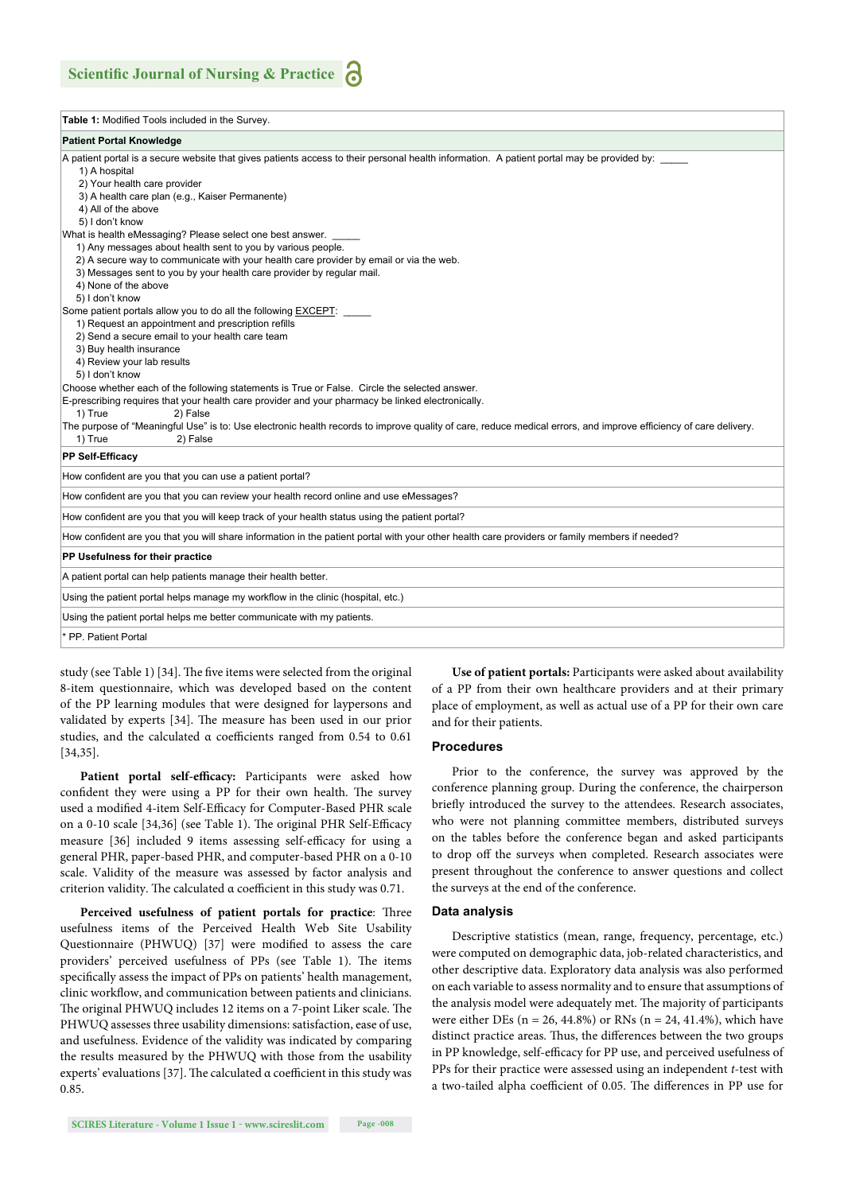**Table 1:** Modified Tools included in the Survey.

| |
|---|
| **Patient Portal Knowledge** |
| A patient portal is a secure website that gives patients access to their personal health information. A patient portal may be provided by: _____<br>1) A hospital<br>2) Your health care provider<br>3) A health care plan (e.g., Kaiser Permanente)<br>4) All of the above<br>5) I don't know<br>What is health eMessaging? Please select one best answer. _____<br>1) Any messages about health sent to you by various people.<br>2) A secure way to communicate with your health care provider by email or via the web.<br>3) Messages sent to you by your health care provider by regular mail.<br>4) None of the above<br>5) I don't know<br>Some patient portals allow you to do all the following EXCEPT: _____<br>1) Request an appointment and prescription refills<br>2) Send a secure email to your health care team<br>3) Buy health insurance<br>4) Review your lab results<br>5) I don't know<br>Choose whether each of the following statements is True or False. Circle the selected answer.<br>E-prescribing requires that your health care provider and your pharmacy be linked electronically.<br>1) True 2) False<br>The purpose of "Meaningful Use" is to: Use electronic health records to improve quality of care, reduce medical errors, and improve efficiency of care delivery.<br>1) True 2) False |
| **PP Self-Efficacy** |
| How confident are you that you can use a patient portal? |
| How confident are you that you can review your health record online and use eMessages? |
| How confident are you that you will keep track of your health status using the patient portal? |
| How confident are you that you will share information in the patient portal with your other health care providers or family members if needed? |
| **PP Usefulness for their practice** |
| A patient portal can help patients manage their health better. |
| Using the patient portal helps manage my workflow in the clinic (hospital, etc.) |
| Using the patient portal helps me better communicate with my patients. |
| * PP. Patient Portal |

study (see Table 1) [34]. The five items were selected from the original 8-item questionnaire, which was developed based on the content of the PP learning modules that were designed for laypersons and validated by experts [34]. The measure has been used in our prior studies, and the calculated α coefficients ranged from 0.54 to 0.61 [34,35].

**Patient portal self-efficacy:** Participants were asked how confident they were using a PP for their own health. The survey used a modified 4-item Self-Efficacy for Computer-Based PHR scale on a 0-10 scale [34,36] (see Table 1). The original PHR Self-Efficacy measure [36] included 9 items assessing self-efficacy for using a general PHR, paper-based PHR, and computer-based PHR on a 0-10 scale. Validity of the measure was assessed by factor analysis and criterion validity. The calculated α coefficient in this study was 0.71.

**Perceived usefulness of patient portals for practice**: Three usefulness items of the Perceived Health Web Site Usability Questionnaire (PHWUQ) [37] were modified to assess the care providers' perceived usefulness of PPs (see Table 1). The items specifically assess the impact of PPs on patients' health management, clinic workflow, and communication between patients and clinicians. The original PHWUQ includes 12 items on a 7-point Liker scale. The PHWUQ assesses three usability dimensions: satisfaction, ease of use, and usefulness. Evidence of the validity was indicated by comparing the results measured by the PHWUQ with those from the usability experts' evaluations [37]. The calculated α coefficient in this study was 0.85.

**Use of patient portals:** Participants were asked about availability of a PP from their own healthcare providers and at their primary place of employment, as well as actual use of a PP for their own care and for their patients.

### Procedures

Prior to the conference, the survey was approved by the conference planning group. During the conference, the chairperson briefly introduced the survey to the attendees. Research associates, who were not planning committee members, distributed surveys on the tables before the conference began and asked participants to drop off the surveys when completed. Research associates were present throughout the conference to answer questions and collect the surveys at the end of the conference.

### Data analysis

Descriptive statistics (mean, range, frequency, percentage, etc.) were computed on demographic data, job-related characteristics, and other descriptive data. Exploratory data analysis was also performed on each variable to assess normality and to ensure that assumptions of the analysis model were adequately met. The majority of participants were either DEs (n = 26, 44.8%) or RNs (n = 24, 41.4%), which have distinct practice areas. Thus, the differences between the two groups in PP knowledge, self-efficacy for PP use, and perceived usefulness of PPs for their practice were assessed using an independent *t*-test with a two-tailed alpha coefficient of 0.05. The differences in PP use for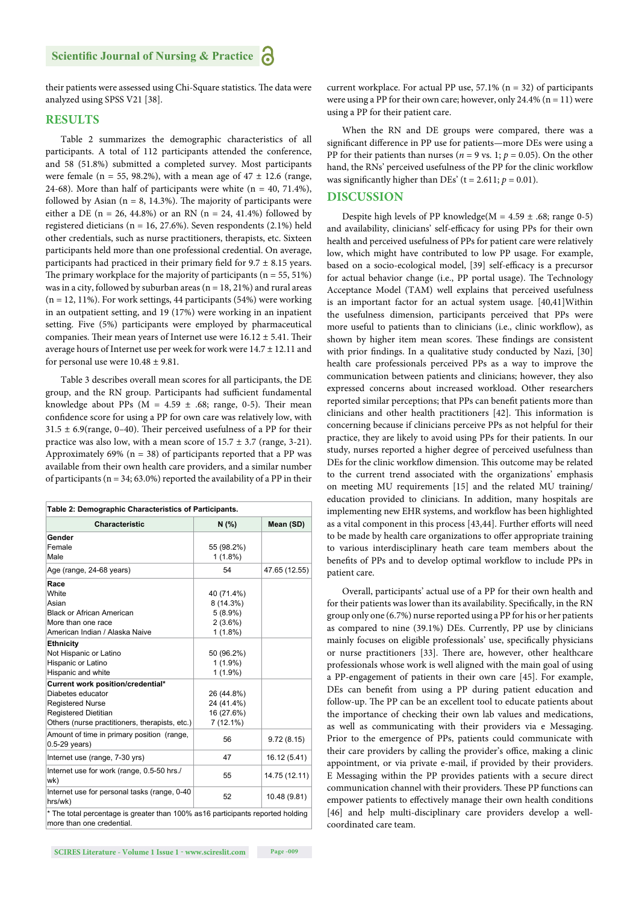their patients were assessed using Chi-Square statistics. The data were analyzed using SPSS V21 [38].

## RESULTS

Table 2 summarizes the demographic characteristics of all participants. A total of 112 participants attended the conference, and 58 (51.8%) submitted a completed survey. Most participants were female (n = 55, 98.2%), with a mean age of 47 ± 12.6 (range, 24-68). More than half of participants were white (n = 40, 71.4%), followed by Asian (n = 8, 14.3%). The majority of participants were either a DE (n = 26, 44.8%) or an RN (n = 24, 41.4%) followed by registered dieticians (n = 16, 27.6%). Seven respondents (2.1%) held other credentials, such as nurse practitioners, therapists, etc. Sixteen participants held more than one professional credential. On average, participants had practiced in their primary field for 9.7 ± 8.15 years. The primary workplace for the majority of participants (n = 55, 51%) was in a city, followed by suburban areas (n = 18, 21%) and rural areas (n = 12, 11%). For work settings, 44 participants (54%) were working in an outpatient setting, and 19 (17%) were working in an inpatient setting. Five (5%) participants were employed by pharmaceutical companies. Their mean years of Internet use were 16.12 ± 5.41. Their average hours of Internet use per week for work were 14.7 ± 12.11 and for personal use were 10.48 ± 9.81.

Table 3 describes overall mean scores for all participants, the DE group, and the RN group. Participants had sufficient fundamental knowledge about PPs (M = 4.59 ± .68; range, 0-5). Their mean confidence score for using a PP for own care was relatively low, with 31.5 ± 6.9(range, 0–40). Their perceived usefulness of a PP for their practice was also low, with a mean score of 15.7 ± 3.7 (range, 3-21). Approximately 69% (n = 38) of participants reported that a PP was available from their own health care providers, and a similar number of participants (n = 34; 63.0%) reported the availability of a PP in their current workplace. For actual PP use, 57.1% (n = 32) of participants were using a PP for their own care; however, only 24.4% (n = 11) were using a PP for their patient care.

When the RN and DE groups were compared, there was a significant difference in PP use for patients—more DEs were using a PP for their patients than nurses (*n* = 9 vs. 1; *p* = 0.05). On the other hand, the RNs' perceived usefulness of the PP for the clinic workflow was significantly higher than DEs' (t = 2.611; *p* = 0.01).

**Table 2: Demographic Characteristics of Participants.**

| Characteristic | N (%) | Mean (SD) |
|---|---|---|
| **Gender** | | |
| Female | 55 (98.2%) | |
| Male | 1 (1.8%) | |
| Age (range, 24-68 years) | 54 | 47.65 (12.55) |
| **Race** | | |
| White | 40 (71.4%) | |
| Asian | 8 (14.3%) | |
| Black or African American | 5 (8.9%) | |
| More than one race | 2 (3.6%) | |
| American Indian / Alaska Naive | 1 (1.8%) | |
| **Ethnicity** | | |
| Not Hispanic or Latino | 50 (96.2%) | |
| Hispanic or Latino | 1 (1.9%) | |
| Hispanic and white | 1 (1.9%) | |
| **Current work position/credential*** | | |
| Diabetes educator | 26 (44.8%) | |
| Registered Nurse | 24 (41.4%) | |
| Registered Dietitian | 16 (27.6%) | |
| Others (nurse practitioners, therapists, etc.) | 7 (12.1%) | |
| Amount of time in primary position (range, 0.5-29 years) | 56 | 9.72 (8.15) |
| Internet use (range, 7-30 yrs) | 47 | 16.12 (5.41) |
| Internet use for work (range, 0.5-50 hrs./wk) | 55 | 14.75 (12.11) |
| Internet use for personal tasks (range, 0-40 hrs/wk) | 52 | 10.48 (9.81) |

\* The total percentage is greater than 100% as16 participants reported holding more than one credential.

## DISCUSSION

Despite high levels of PP knowledge(M = 4.59 ± .68; range 0-5) and availability, clinicians' self-efficacy for using PPs for their own health and perceived usefulness of PPs for patient care were relatively low, which might have contributed to low PP usage. For example, based on a socio-ecological model, [39] self-efficacy is a precursor for actual behavior change (i.e., PP portal usage). The Technology Acceptance Model (TAM) well explains that perceived usefulness is an important factor for an actual system usage. [40,41]Within the usefulness dimension, participants perceived that PPs were more useful to patients than to clinicians (i.e., clinic workflow), as shown by higher item mean scores. These findings are consistent with prior findings. In a qualitative study conducted by Nazi, [30] health care professionals perceived PPs as a way to improve the communication between patients and clinicians; however, they also expressed concerns about increased workload. Other researchers reported similar perceptions; that PPs can benefit patients more than clinicians and other health practitioners [42]. This information is concerning because if clinicians perceive PPs as not helpful for their practice, they are likely to avoid using PPs for their patients. In our study, nurses reported a higher degree of perceived usefulness than DEs for the clinic workflow dimension. This outcome may be related to the current trend associated with the organizations' emphasis on meeting MU requirements [15] and the related MU training/education provided to clinicians. In addition, many hospitals are implementing new EHR systems, and workflow has been highlighted as a vital component in this process [43,44]. Further efforts will need to be made by health care organizations to offer appropriate training to various interdisciplinary heath care team members about the benefits of PPs and to develop optimal workflow to include PPs in patient care.

Overall, participants' actual use of a PP for their own health and for their patients was lower than its availability. Specifically, in the RN group only one (6.7%) nurse reported using a PP for his or her patients as compared to nine (39.1%) DEs. Currently, PP use by clinicians mainly focuses on eligible professionals' use, specifically physicians or nurse practitioners [33]. There are, however, other healthcare professionals whose work is well aligned with the main goal of using a PP-engagement of patients in their own care [45]. For example, DEs can benefit from using a PP during patient education and follow-up. The PP can be an excellent tool to educate patients about the importance of checking their own lab values and medications, as well as communicating with their providers via e Messaging. Prior to the emergence of PPs, patients could communicate with their care providers by calling the provider's office, making a clinic appointment, or via private e-mail, if provided by their providers. E Messaging within the PP provides patients with a secure direct communication channel with their providers. These PP functions can empower patients to effectively manage their own health conditions [46] and help multi-disciplinary care providers develop a well-coordinated care team.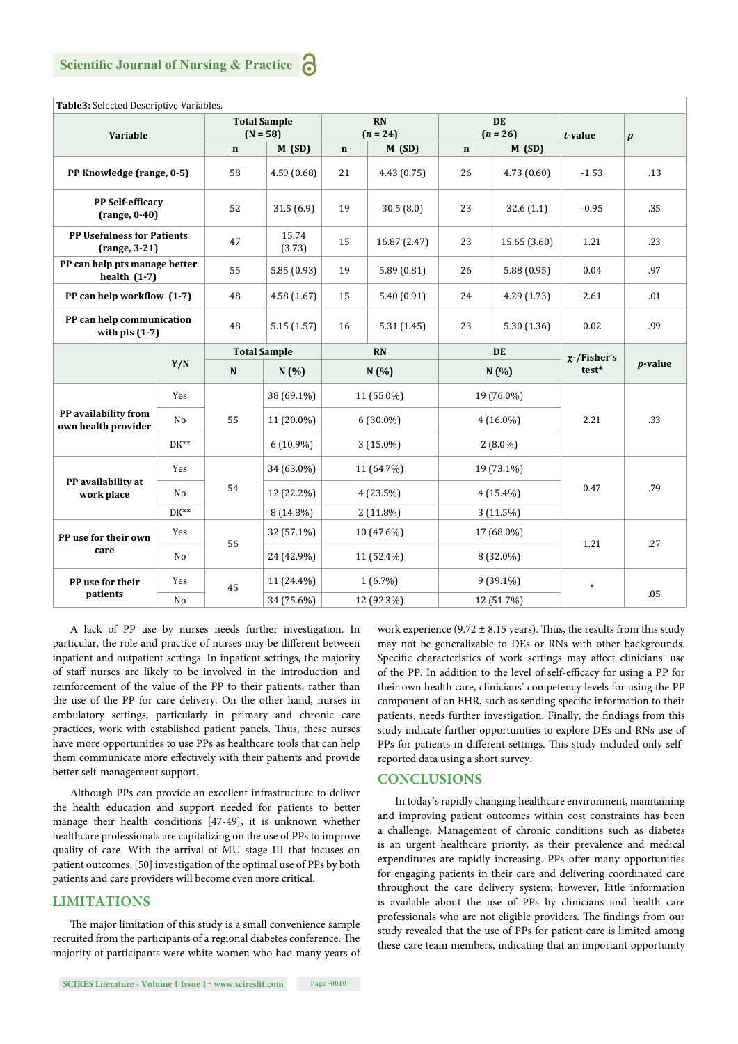**Table3:** Selected Descriptive Variables.

| Variable | | Total Sample (N = 58) | | RN (*n* = 24) | | DE (*n* = 26) | | *t*-value | *p* |
|---|---|---|---|---|---|---|---|---|---|
| | | n | M (SD) | n | M (SD) | n | M (SD) | | |
| **PP Knowledge (range, 0-5)** | | 58 | 4.59 (0.68) | 21 | 4.43 (0.75) | 26 | 4.73 (0.60) | -1.53 | .13 |
| **PP Self-efficacy (range, 0-40)** | | 52 | 31.5 (6.9) | 19 | 30.5 (8.0) | 23 | 32.6 (1.1) | -0.95 | .35 |
| **PP Usefulness for Patients (range, 3-21)** | | 47 | 15.74 (3.73) | 15 | 16.87 (2.47) | 23 | 15.65 (3.60) | 1.21 | .23 |
| **PP can help pts manage better health (1-7)** | | 55 | 5.85 (0.93) | 19 | 5.89 (0.81) | 26 | 5.88 (0.95) | 0.04 | .97 |
| **PP can help workflow (1-7)** | | 48 | 4.58 (1.67) | 15 | 5.40 (0.91) | 24 | 4.29 (1.73) | 2.61 | .01 |
| **PP can help communication with pts (1-7)** | | 48 | 5.15 (1.57) | 16 | 5.31 (1.45) | 23 | 5.30 (1.36) | 0.02 | .99 |
| | **Y/N** | **Total Sample** | | **RN** | | **DE** | | **χ-/Fisher's test*** | ***p*-value** |
| | | **N** | **N (%)** | **N (%)** | | **N (%)** | | | |
| **PP availability from own health provider** | Yes | 55 | 38 (69.1%) | 11 (55.0%) | | 19 (76.0%) | | 2.21 | .33 |
| | No | | 11 (20.0%) | 6 (30.0%) | | 4 (16.0%) | | | |
| | DK** | | 6 (10.9%) | 3 (15.0%) | | 2 (8.0%) | | | |
| **PP availability at work place** | Yes | 54 | 34 (63.0%) | 11 (64.7%) | | 19 (73.1%) | | 0.47 | .79 |
| | No | | 12 (22.2%) | 4 (23.5%) | | 4 (15.4%) | | | |
| | DK** | | 8 (14.8%) | 2 (11.8%) | | 3 (11.5%) | | | |
| **PP use for their own care** | Yes | 56 | 32 (57.1%) | 10 (47.6%) | | 17 (68.0%) | | 1.21 | .27 |
| | No | | 24 (42.9%) | 11 (52.4%) | | 8 (32.0%) | | | |
| **PP use for their patients** | Yes | 45 | 11 (24.4%) | 1 (6.7%) | | 9 (39.1%) | | * | .05 |
| | No | | 34 (75.6%) | 12 (92.3%) | | 12 (51.7%) | | | |

A lack of PP use by nurses needs further investigation. In particular, the role and practice of nurses may be different between inpatient and outpatient settings. In inpatient settings, the majority of staff nurses are likely to be involved in the introduction and reinforcement of the value of the PP to their patients, rather than the use of the PP for care delivery. On the other hand, nurses in ambulatory settings, particularly in primary and chronic care practices, work with established patient panels. Thus, these nurses have more opportunities to use PPs as healthcare tools that can help them communicate more effectively with their patients and provide better self-management support.

Although PPs can provide an excellent infrastructure to deliver the health education and support needed for patients to better manage their health conditions [47-49], it is unknown whether healthcare professionals are capitalizing on the use of PPs to improve quality of care. With the arrival of MU stage III that focuses on patient outcomes, [50] investigation of the optimal use of PPs by both patients and care providers will become even more critical.

## LIMITATIONS

The major limitation of this study is a small convenience sample recruited from the participants of a regional diabetes conference. The majority of participants were white women who had many years of work experience (9.72 ± 8.15 years). Thus, the results from this study may not be generalizable to DEs or RNs with other backgrounds. Specific characteristics of work settings may affect clinicians' use of the PP. In addition to the level of self-efficacy for using a PP for their own health care, clinicians' competency levels for using the PP component of an EHR, such as sending specific information to their patients, needs further investigation. Finally, the findings from this study indicate further opportunities to explore DEs and RNs use of PPs for patients in different settings. This study included only self-reported data using a short survey.

## CONCLUSIONS

In today's rapidly changing healthcare environment, maintaining and improving patient outcomes within cost constraints has been a challenge. Management of chronic conditions such as diabetes is an urgent healthcare priority, as their prevalence and medical expenditures are rapidly increasing. PPs offer many opportunities for engaging patients in their care and delivering coordinated care throughout the care delivery system; however, little information is available about the use of PPs by clinicians and health care professionals who are not eligible providers. The findings from our study revealed that the use of PPs for patient care is limited among these care team members, indicating that an important opportunity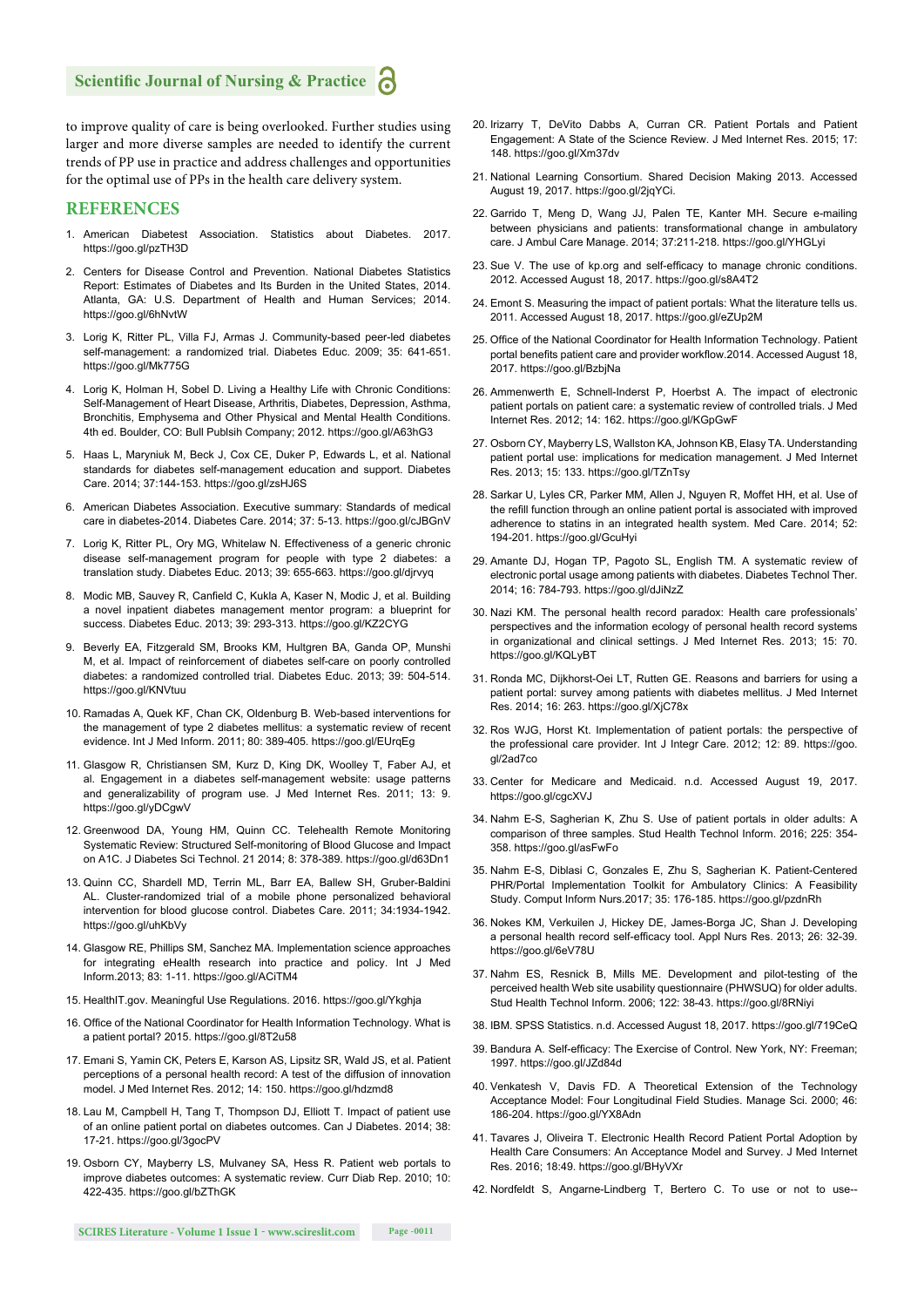to improve quality of care is being overlooked. Further studies using larger and more diverse samples are needed to identify the current trends of PP use in practice and address challenges and opportunities for the optimal use of PPs in the health care delivery system.

## REFERENCES

1. American Diabetest Association. Statistics about Diabetes. 2017. https://goo.gl/pzTH3D
2. Centers for Disease Control and Prevention. National Diabetes Statistics Report: Estimates of Diabetes and Its Burden in the United States, 2014. Atlanta, GA: U.S. Department of Health and Human Services; 2014. https://goo.gl/6hNvtW
3. Lorig K, Ritter PL, Villa FJ, Armas J. Community-based peer-led diabetes self-management: a randomized trial. Diabetes Educ. 2009; 35: 641-651. https://goo.gl/Mk775G
4. Lorig K, Holman H, Sobel D. Living a Healthy Life with Chronic Conditions: Self-Management of Heart Disease, Arthritis, Diabetes, Depression, Asthma, Bronchitis, Emphysema and Other Physical and Mental Health Conditions. 4th ed. Boulder, CO: Bull Publsih Company; 2012. https://goo.gl/A63hG3
5. Haas L, Maryniuk M, Beck J, Cox CE, Duker P, Edwards L, et al. National standards for diabetes self-management education and support. Diabetes Care. 2014; 37:144-153. https://goo.gl/zsHJ6S
6. American Diabetes Association. Executive summary: Standards of medical care in diabetes-2014. Diabetes Care. 2014; 37: 5-13. https://goo.gl/cJBGnV
7. Lorig K, Ritter PL, Ory MG, Whitelaw N. Effectiveness of a generic chronic disease self-management program for people with type 2 diabetes: a translation study. Diabetes Educ. 2013; 39: 655-663. https://goo.gl/djrvyq
8. Modic MB, Sauvey R, Canfield C, Kukla A, Kaser N, Modic J, et al. Building a novel inpatient diabetes management mentor program: a blueprint for success. Diabetes Educ. 2013; 39: 293-313. https://goo.gl/KZ2CYG
9. Beverly EA, Fitzgerald SM, Brooks KM, Hultgren BA, Ganda OP, Munshi M, et al. Impact of reinforcement of diabetes self-care on poorly controlled diabetes: a randomized controlled trial. Diabetes Educ. 2013; 39: 504-514. https://goo.gl/KNVtuu
10. Ramadas A, Quek KF, Chan CK, Oldenburg B. Web-based interventions for the management of type 2 diabetes mellitus: a systematic review of recent evidence. Int J Med Inform. 2011; 80: 389-405. https://goo.gl/EUrqEg
11. Glasgow R, Christiansen SM, Kurz D, King DK, Woolley T, Faber AJ, et al. Engagement in a diabetes self-management website: usage patterns and generalizability of program use. J Med Internet Res. 2011; 13: 9. https://goo.gl/yDCgwV
12. Greenwood DA, Young HM, Quinn CC. Telehealth Remote Monitoring Systematic Review: Structured Self-monitoring of Blood Glucose and Impact on A1C. J Diabetes Sci Technol. 21 2014; 8: 378-389. https://goo.gl/d63Dn1
13. Quinn CC, Shardell MD, Terrin ML, Barr EA, Ballew SH, Gruber-Baldini AL. Cluster-randomized trial of a mobile phone personalized behavioral intervention for blood glucose control. Diabetes Care. 2011; 34:1934-1942. https://goo.gl/uhKbVy
14. Glasgow RE, Phillips SM, Sanchez MA. Implementation science approaches for integrating eHealth research into practice and policy. Int J Med Inform.2013; 83: 1-11. https://goo.gl/ACiTM4
15. HealthIT.gov. Meaningful Use Regulations. 2016. https://goo.gl/Ykghja
16. Office of the National Coordinator for Health Information Technology. What is a patient portal? 2015. https://goo.gl/8T2u58
17. Emani S, Yamin CK, Peters E, Karson AS, Lipsitz SR, Wald JS, et al. Patient perceptions of a personal health record: A test of the diffusion of innovation model. J Med Internet Res. 2012; 14: 150. https://goo.gl/hdzmd8
18. Lau M, Campbell H, Tang T, Thompson DJ, Elliott T. Impact of patient use of an online patient portal on diabetes outcomes. Can J Diabetes. 2014; 38: 17-21. https://goo.gl/3gocPV
19. Osborn CY, Mayberry LS, Mulvaney SA, Hess R. Patient web portals to improve diabetes outcomes: A systematic review. Curr Diab Rep. 2010; 10: 422-435. https://goo.gl/bZThGK
20. Irizarry T, DeVito Dabbs A, Curran CR. Patient Portals and Patient Engagement: A State of the Science Review. J Med Internet Res. 2015; 17: 148. https://goo.gl/Xm37dv
21. National Learning Consortium. Shared Decision Making 2013. Accessed August 19, 2017. https://goo.gl/2jqYCi.
22. Garrido T, Meng D, Wang JJ, Palen TE, Kanter MH. Secure e-mailing between physicians and patients: transformational change in ambulatory care. J Ambul Care Manage. 2014; 37:211-218. https://goo.gl/YHGLyi
23. Sue V. The use of kp.org and self-efficacy to manage chronic conditions. 2012. Accessed August 18, 2017. https://goo.gl/s8A4T2
24. Emont S. Measuring the impact of patient portals: What the literature tells us. 2011. Accessed August 18, 2017. https://goo.gl/eZUp2M
25. Office of the National Coordinator for Health Information Technology. Patient portal benefits patient care and provider workflow.2014. Accessed August 18, 2017. https://goo.gl/BzbjNa
26. Ammenwerth E, Schnell-Inderst P, Hoerbst A. The impact of electronic patient portals on patient care: a systematic review of controlled trials. J Med Internet Res. 2012; 14: 162. https://goo.gl/KGpGwF
27. Osborn CY, Mayberry LS, Wallston KA, Johnson KB, Elasy TA. Understanding patient portal use: implications for medication management. J Med Internet Res. 2013; 15: 133. https://goo.gl/TZnTsy
28. Sarkar U, Lyles CR, Parker MM, Allen J, Nguyen R, Moffet HH, et al. Use of the refill function through an online patient portal is associated with improved adherence to statins in an integrated health system. Med Care. 2014; 52: 194-201. https://goo.gl/GcuHyi
29. Amante DJ, Hogan TP, Pagoto SL, English TM. A systematic review of electronic portal usage among patients with diabetes. Diabetes Technol Ther. 2014; 16: 784-793. https://goo.gl/dJiNzZ
30. Nazi KM. The personal health record paradox: Health care professionals' perspectives and the information ecology of personal health record systems in organizational and clinical settings. J Med Internet Res. 2013; 15: 70. https://goo.gl/KQLyBT
31. Ronda MC, Dijkhorst-Oei LT, Rutten GE. Reasons and barriers for using a patient portal: survey among patients with diabetes mellitus. J Med Internet Res. 2014; 16: 263. https://goo.gl/XjC78x
32. Ros WJG, Horst Kt. Implementation of patient portals: the perspective of the professional care provider. Int J Integr Care. 2012; 12: 89. https://goo.gl/2ad7co
33. Center for Medicare and Medicaid. n.d. Accessed August 19, 2017. https://goo.gl/cgcXVJ
34. Nahm E-S, Sagherian K, Zhu S. Use of patient portals in older adults: A comparison of three samples. Stud Health Technol Inform. 2016; 225: 354-358. https://goo.gl/asFwFo
35. Nahm E-S, Diblasi C, Gonzales E, Zhu S, Sagherian K. Patient-Centered PHR/Portal Implementation Toolkit for Ambulatory Clinics: A Feasibility Study. Comput Inform Nurs.2017; 35: 176-185. https://goo.gl/pzdnRh
36. Nokes KM, Verkuilen J, Hickey DE, James-Borga JC, Shan J. Developing a personal health record self-efficacy tool. Appl Nurs Res. 2013; 26: 32-39. https://goo.gl/6eV78U
37. Nahm ES, Resnick B, Mills ME. Development and pilot-testing of the perceived health Web site usability questionnaire (PHWSUQ) for older adults. Stud Health Technol Inform. 2006; 122: 38-43. https://goo.gl/8RNiyi
38. IBM. SPSS Statistics. n.d. Accessed August 18, 2017. https://goo.gl/719CeQ
39. Bandura A. Self-efficacy: The Exercise of Control. New York, NY: Freeman; 1997. https://goo.gl/JZd84d
40. Venkatesh V, Davis FD. A Theoretical Extension of the Technology Acceptance Model: Four Longitudinal Field Studies. Manage Sci. 2000; 46: 186-204. https://goo.gl/YX8Adn
41. Tavares J, Oliveira T. Electronic Health Record Patient Portal Adoption by Health Care Consumers: An Acceptance Model and Survey. J Med Internet Res. 2016; 18:49. https://goo.gl/BHyVXr
42. Nordfeldt S, Angarne-Lindberg T, Bertero C. To use or not to use--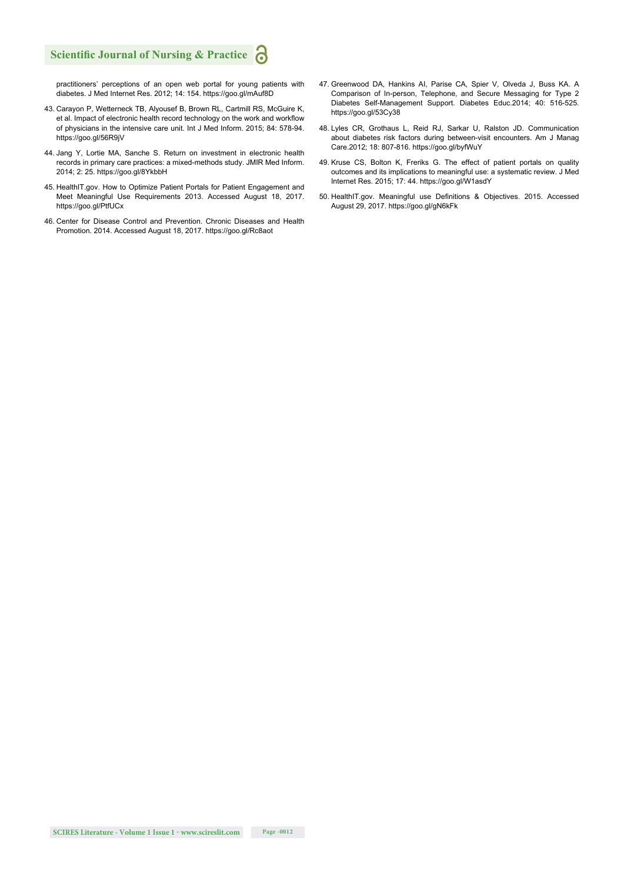practitioners' perceptions of an open web portal for young patients with diabetes. J Med Internet Res. 2012; 14: 154. https://goo.gl/mAuf8D

43. Carayon P, Wetterneck TB, Alyousef B, Brown RL, Cartmill RS, McGuire K, et al. Impact of electronic health record technology on the work and workflow of physicians in the intensive care unit. Int J Med Inform. 2015; 84: 578-94. https://goo.gl/56R9jV

44. Jang Y, Lortie MA, Sanche S. Return on investment in electronic health records in primary care practices: a mixed-methods study. JMIR Med Inform. 2014; 2: 25. https://goo.gl/8YkbbH

45. HealthIT.gov. How to Optimize Patient Portals for Patient Engagement and Meet Meaningful Use Requirements 2013. Accessed August 18, 2017. https://goo.gl/PtfUCx

46. Center for Disease Control and Prevention. Chronic Diseases and Health Promotion. 2014. Accessed August 18, 2017. https://goo.gl/Rc8aot

47. Greenwood DA, Hankins AI, Parise CA, Spier V, Olveda J, Buss KA. A Comparison of In-person, Telephone, and Secure Messaging for Type 2 Diabetes Self-Management Support. Diabetes Educ.2014; 40: 516-525. https://goo.gl/53Cy38

48. Lyles CR, Grothaus L, Reid RJ, Sarkar U, Ralston JD. Communication about diabetes risk factors during between-visit encounters. Am J Manag Care.2012; 18: 807-816. https://goo.gl/byfWuY

49. Kruse CS, Bolton K, Freriks G. The effect of patient portals on quality outcomes and its implications to meaningful use: a systematic review. J Med Internet Res. 2015; 17: 44. https://goo.gl/W1asdY

50. HealthIT.gov. Meaningful use Definitions & Objectives. 2015. Accessed August 29, 2017. https://goo.gl/gN6kFk